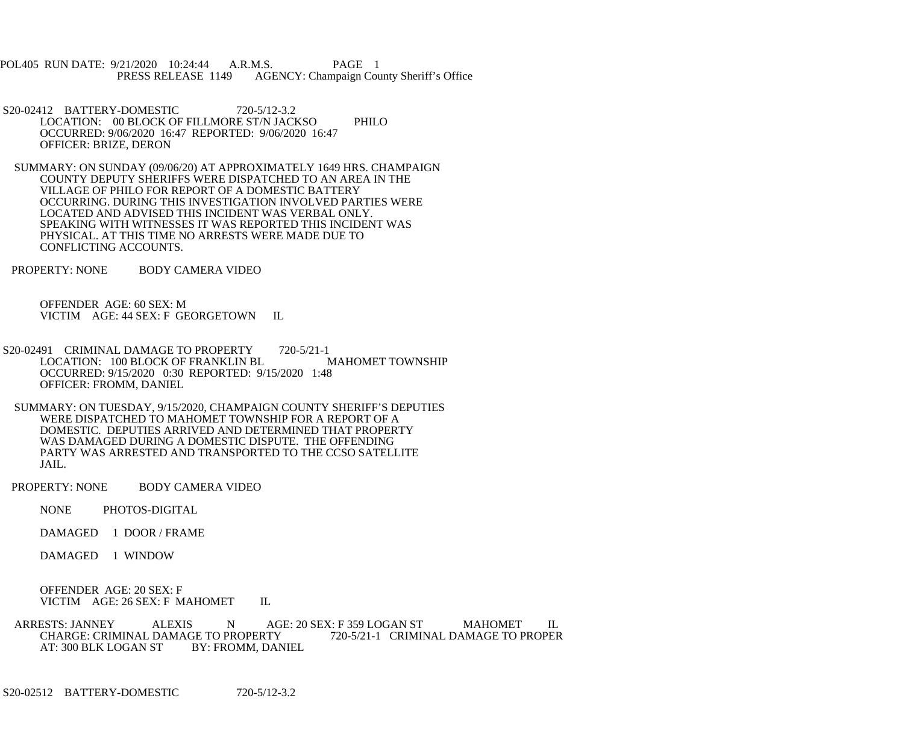POL405 RUN DATE: 9/21/2020 10:24:44 A.R.M.S. PAGE 1
PRESS RELEASE 1149 AGENCY: Champaign County Sheriff's Office

S20-02412 BATTERY-DOMESTIC 720-5/12-3.2
LOCATION: 00 BLOCK OF FILLMORE ST/N JACKSO PHILO
OCCURRED: 9/06/2020 16:47 REPORTED: 9/06/2020 16:47
OFFICER: BRIZE, DERON

SUMMARY: ON SUNDAY (09/06/20) AT APPROXIMATELY 1649 HRS. CHAMPAIGN COUNTY DEPUTY SHERIFFS WERE DISPATCHED TO AN AREA IN THE VILLAGE OF PHILO FOR REPORT OF A DOMESTIC BATTERY OCCURRING. DURING THIS INVESTIGATION INVOLVED PARTIES WERE LOCATED AND ADVISED THIS INCIDENT WAS VERBAL ONLY. SPEAKING WITH WITNESSES IT WAS REPORTED THIS INCIDENT WAS PHYSICAL. AT THIS TIME NO ARRESTS WERE MADE DUE TO CONFLICTING ACCOUNTS.

PROPERTY: NONE BODY CAMERA VIDEO

OFFENDER AGE: 60 SEX: M
VICTIM AGE: 44 SEX: F GEORGETOWN IL

S20-02491 CRIMINAL DAMAGE TO PROPERTY 720-5/21-1
LOCATION: 100 BLOCK OF FRANKLIN BL MAHOMET TOWNSHIP
OCCURRED: 9/15/2020 0:30 REPORTED: 9/15/2020 1:48
OFFICER: FROMM, DANIEL

SUMMARY: ON TUESDAY, 9/15/2020, CHAMPAIGN COUNTY SHERIFF'S DEPUTIES WERE DISPATCHED TO MAHOMET TOWNSHIP FOR A REPORT OF A DOMESTIC. DEPUTIES ARRIVED AND DETERMINED THAT PROPERTY WAS DAMAGED DURING A DOMESTIC DISPUTE. THE OFFENDING PARTY WAS ARRESTED AND TRANSPORTED TO THE CCSO SATELLITE JAIL.

PROPERTY: NONE BODY CAMERA VIDEO

NONE PHOTOS-DIGITAL

DAMAGED 1 DOOR / FRAME

DAMAGED 1 WINDOW

OFFENDER AGE: 20 SEX: F
VICTIM AGE: 26 SEX: F MAHOMET IL

ARRESTS: JANNEY ALEXIS N AGE: 20 SEX: F 359 LOGAN ST MAHOMET IL
CHARGE: CRIMINAL DAMAGE TO PROPERTY 720-5/21-1 CRIMINAL DAMAGE TO PROPER
AT: 300 BLK LOGAN ST BY: FROMM, DANIEL

S20-02512 BATTERY-DOMESTIC 720-5/12-3.2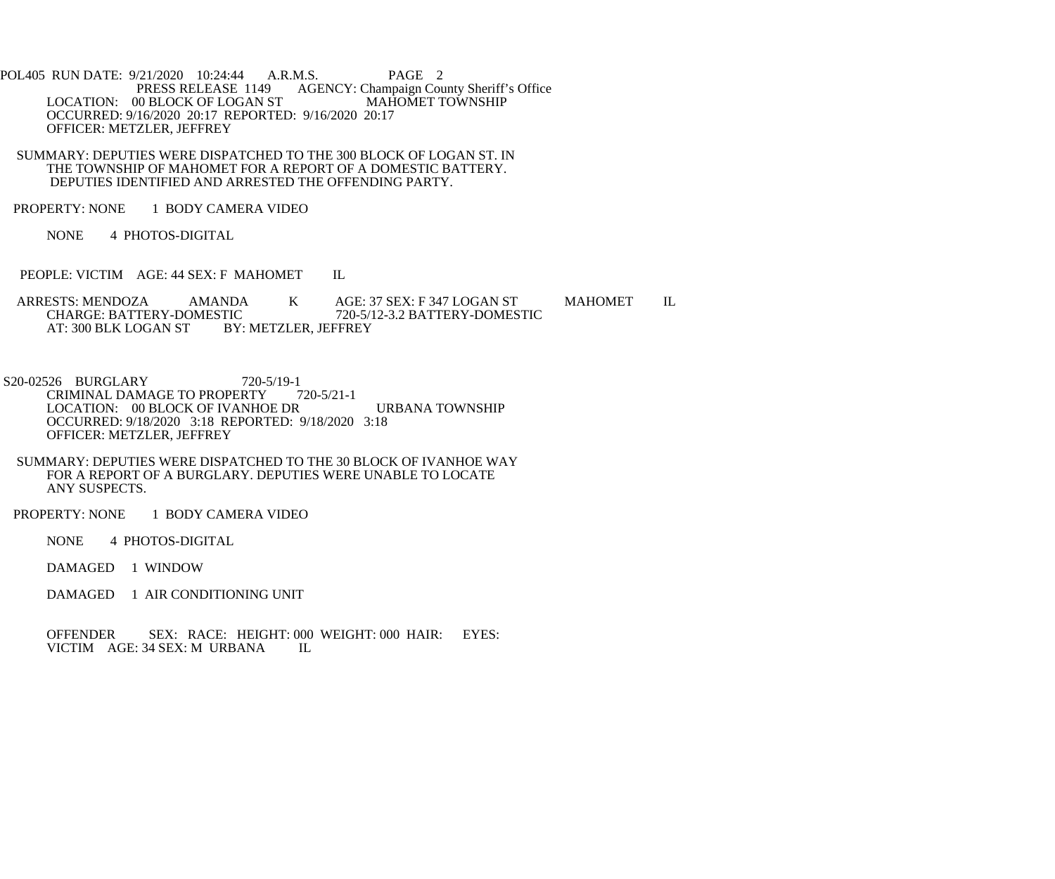POL405 RUN DATE: 9/21/2020 10:24:44 A.R.M.S. PAGE 2
PRESS RELEASE 1149 AGENCY: Champaign County Sheriff's Office
LOCATION: 00 BLOCK OF LOGAN ST MAHOMET TOWNSHIP
OCCURRED: 9/16/2020 20:17 REPORTED: 9/16/2020 20:17
OFFICER: METZLER, JEFFREY

SUMMARY: DEPUTIES WERE DISPATCHED TO THE 300 BLOCK OF LOGAN ST. IN THE TOWNSHIP OF MAHOMET FOR A REPORT OF A DOMESTIC BATTERY. DEPUTIES IDENTIFIED AND ARRESTED THE OFFENDING PARTY.

PROPERTY: NONE 1 BODY CAMERA VIDEO

NONE 4 PHOTOS-DIGITAL

PEOPLE: VICTIM AGE: 44 SEX: F MAHOMET IL

ARRESTS: MENDOZA AMANDA K AGE: 37 SEX: F 347 LOGAN ST MAHOMET IL
CHARGE: BATTERY-DOMESTIC 720-5/12-3.2 BATTERY-DOMESTIC
AT: 300 BLK LOGAN ST BY: METZLER, JEFFREY

S20-02526 BURGLARY 720-5/19-1
CRIMINAL DAMAGE TO PROPERTY 720-5/21-1
LOCATION: 00 BLOCK OF IVANHOE DR URBANA TOWNSHIP
OCCURRED: 9/18/2020 3:18 REPORTED: 9/18/2020 3:18
OFFICER: METZLER, JEFFREY

SUMMARY: DEPUTIES WERE DISPATCHED TO THE 30 BLOCK OF IVANHOE WAY FOR A REPORT OF A BURGLARY. DEPUTIES WERE UNABLE TO LOCATE ANY SUSPECTS.

PROPERTY: NONE 1 BODY CAMERA VIDEO

NONE 4 PHOTOS-DIGITAL

DAMAGED 1 WINDOW

DAMAGED 1 AIR CONDITIONING UNIT

OFFENDER SEX: RACE: HEIGHT: 000 WEIGHT: 000 HAIR: EYES:
VICTIM AGE: 34 SEX: M URBANA IL